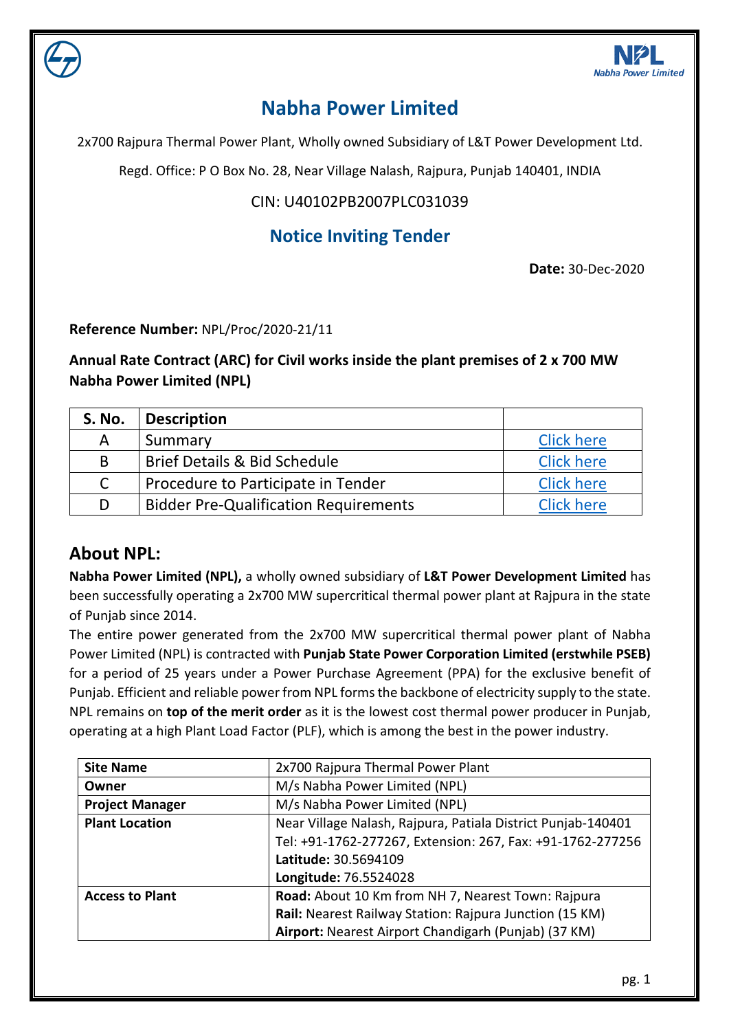# Nabha Power Limited

2x700 Rajpura Thermal Power Plant, Wholly owned Subsidiary of L&T Power Development Ltd.

Regd. Office: P O Box No. 28, Near Village Nalash, Rajpura, Punjab 140401, INDIA

CIN: U40102PB2007PLC031039

## Notice Inviting Tender

**Date:** 30-Dec-2020

**Reference Number:** NPL/Proc/2020-21/11

**Annual Rate Contract (ARC) for Civil works inside the plant premises of 2 x 700 MW Nabha Power Limited (NPL)**

| S. No. | Description | |
|---|---|---|
| A | Summary | Click here |
| B | Brief Details & Bid Schedule | Click here |
| C | Procedure to Participate in Tender | Click here |
| D | Bidder Pre-Qualification Requirements | Click here |

## About NPL:

**Nabha Power Limited (NPL),** a wholly owned subsidiary of **L&T Power Development Limited** has been successfully operating a 2x700 MW supercritical thermal power plant at Rajpura in the state of Punjab since 2014.

The entire power generated from the 2x700 MW supercritical thermal power plant of Nabha Power Limited (NPL) is contracted with **Punjab State Power Corporation Limited (erstwhile PSEB)** for a period of 25 years under a Power Purchase Agreement (PPA) for the exclusive benefit of Punjab. Efficient and reliable power from NPL forms the backbone of electricity supply to the state. NPL remains on **top of the merit order** as it is the lowest cost thermal power producer in Punjab, operating at a high Plant Load Factor (PLF), which is among the best in the power industry.

| **Site Name** | 2x700 Rajpura Thermal Power Plant |
|---|---|
| **Owner** | M/s Nabha Power Limited (NPL) |
| **Project Manager** | M/s Nabha Power Limited (NPL) |
| **Plant Location** | Near Village Nalash, Rajpura, Patiala District Punjab-140401<br>Tel: +91-1762-277267, Extension: 267, Fax: +91-1762-277256<br>**Latitude:** 30.5694109<br>**Longitude:** 76.5524028 |
| **Access to Plant** | **Road:** About 10 Km from NH 7, Nearest Town: Rajpura<br>**Rail:** Nearest Railway Station: Rajpura Junction (15 KM)<br>**Airport:** Nearest Airport Chandigarh (Punjab) (37 KM) |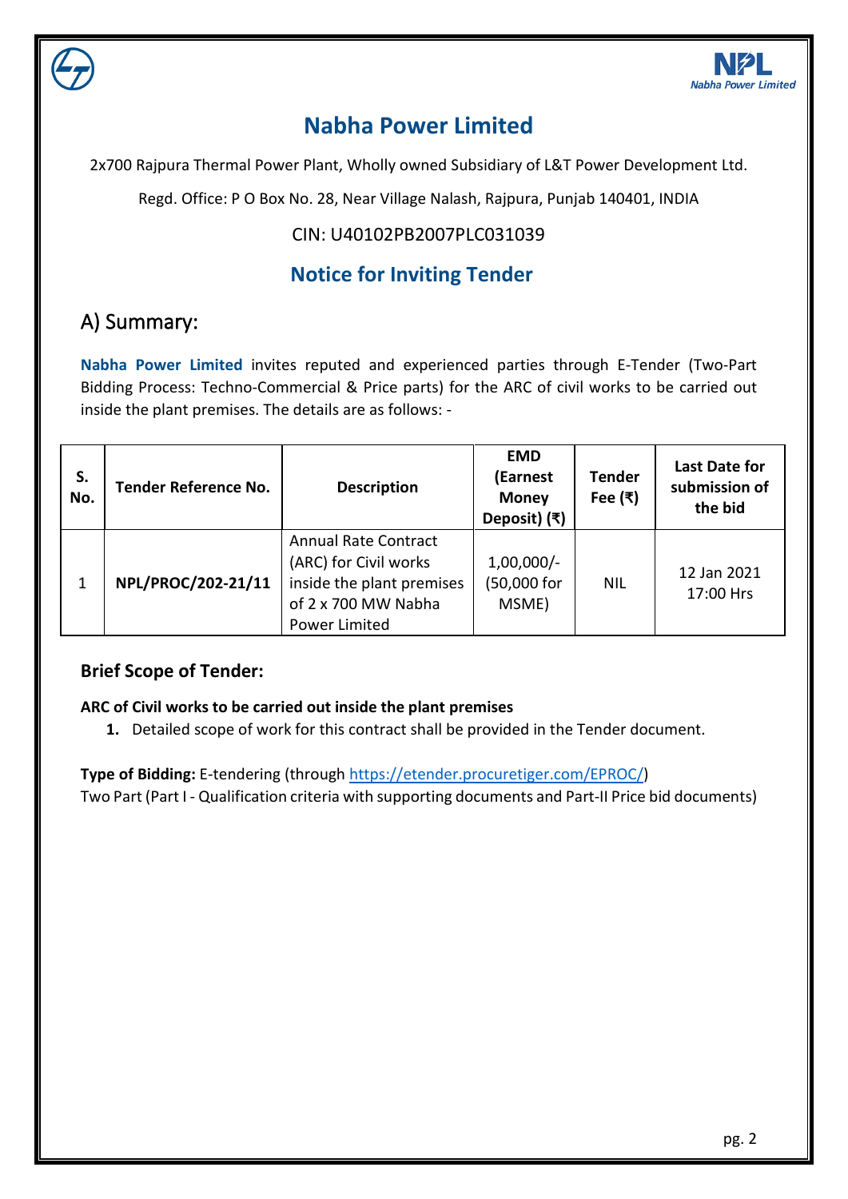# Nabha Power Limited

2x700 Rajpura Thermal Power Plant, Wholly owned Subsidiary of L&T Power Development Ltd.

Regd. Office: P O Box No. 28, Near Village Nalash, Rajpura, Punjab 140401, INDIA

CIN: U40102PB2007PLC031039

## Notice for Inviting Tender

## A) Summary:

**Nabha Power Limited** invites reputed and experienced parties through E-Tender (Two-Part Bidding Process: Techno-Commercial & Price parts) for the ARC of civil works to be carried out inside the plant premises. The details are as follows: -

| S. No. | Tender Reference No. | Description | EMD (Earnest Money Deposit) (₹) | Tender Fee (₹) | Last Date for submission of the bid |
|---|---|---|---|---|---|
| 1 | **NPL/PROC/202-21/11** | Annual Rate Contract (ARC) for Civil works inside the plant premises of 2 x 700 MW Nabha Power Limited | 1,00,000/- (50,000 for MSME) | NIL | 12 Jan 2021 17:00 Hrs |

### Brief Scope of Tender:

**ARC of Civil works to be carried out inside the plant premises**

1. Detailed scope of work for this contract shall be provided in the Tender document.

**Type of Bidding:** E-tendering (through https://etender.procuretiger.com/EPROC/)
Two Part (Part I - Qualification criteria with supporting documents and Part-II Price bid documents)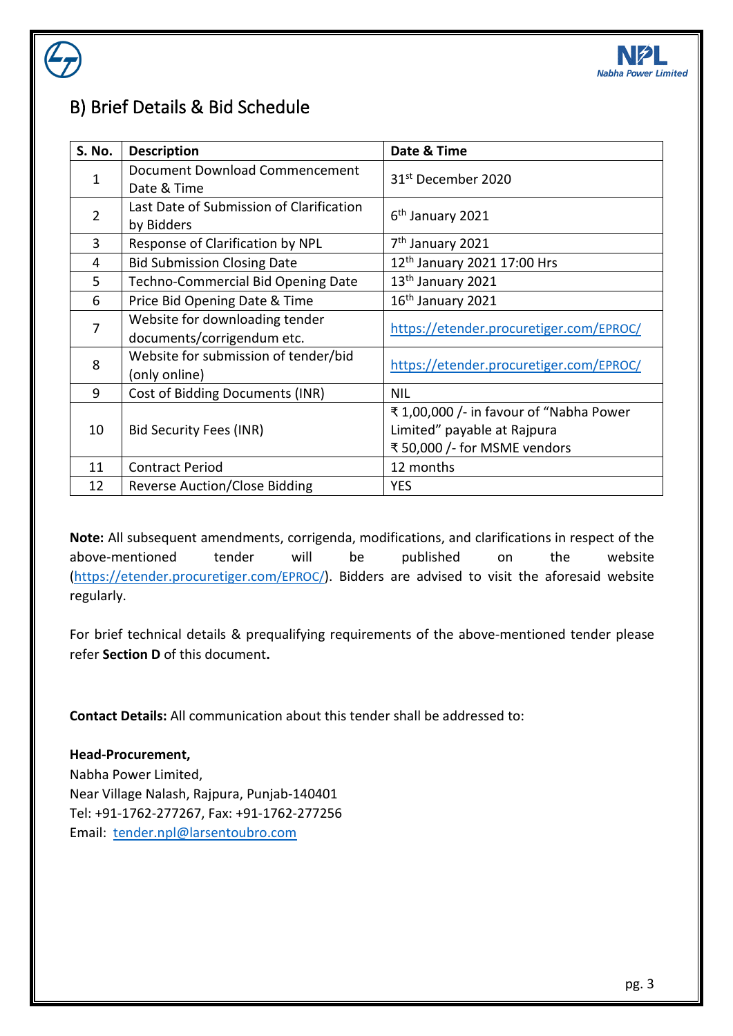## B) Brief Details & Bid Schedule

| S. No. | Description | Date & Time |
|---|---|---|
| 1 | Document Download Commencement Date & Time | 31st December 2020 |
| 2 | Last Date of Submission of Clarification by Bidders | 6th January 2021 |
| 3 | Response of Clarification by NPL | 7th January 2021 |
| 4 | Bid Submission Closing Date | 12th January 2021 17:00 Hrs |
| 5 | Techno-Commercial Bid Opening Date | 13th January 2021 |
| 6 | Price Bid Opening Date & Time | 16th January 2021 |
| 7 | Website for downloading tender documents/corrigendum etc. | https://etender.procuretiger.com/EPROC/ |
| 8 | Website for submission of tender/bid (only online) | https://etender.procuretiger.com/EPROC/ |
| 9 | Cost of Bidding Documents (INR) | NIL |
| 10 | Bid Security Fees (INR) | ₹ 1,00,000 /- in favour of "Nabha Power Limited" payable at Rajpura<br>₹ 50,000 /- for MSME vendors |
| 11 | Contract Period | 12 months |
| 12 | Reverse Auction/Close Bidding | YES |

**Note:** All subsequent amendments, corrigenda, modifications, and clarifications in respect of the above-mentioned tender will be published on the website (https://etender.procuretiger.com/EPROC/). Bidders are advised to visit the aforesaid website regularly.

For brief technical details & prequalifying requirements of the above-mentioned tender please refer **Section D** of this document**.**

**Contact Details:** All communication about this tender shall be addressed to:

**Head-Procurement,**
Nabha Power Limited,
Near Village Nalash, Rajpura, Punjab-140401
Tel: +91-1762-277267, Fax: +91-1762-277256
Email: tender.npl@larsentoubro.com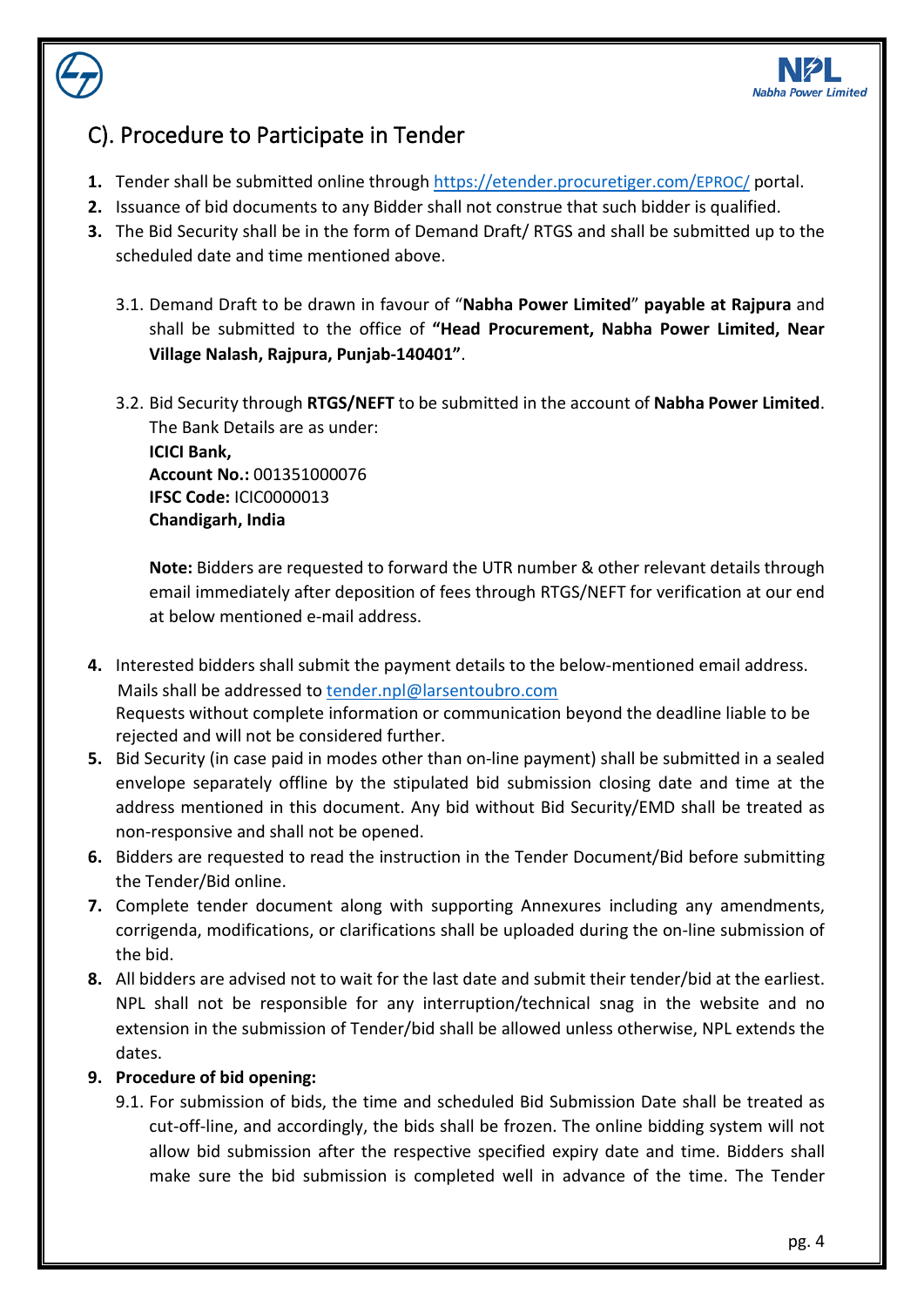## C). Procedure to Participate in Tender

1. Tender shall be submitted online through [https://etender.procuretiger.com/EPROC/](https://etender.procuretiger.com/EPROC/) portal.
2. Issuance of bid documents to any Bidder shall not construe that such bidder is qualified.
3. The Bid Security shall be in the form of Demand Draft/ RTGS and shall be submitted up to the scheduled date and time mentioned above.

   3.1. Demand Draft to be drawn in favour of "**Nabha Power Limited**" **payable at Rajpura** and shall be submitted to the office of **"Head Procurement, Nabha Power Limited, Near Village Nalash, Rajpura, Punjab-140401"**.

   3.2. Bid Security through **RTGS/NEFT** to be submitted in the account of **Nabha Power Limited**. The Bank Details are as under:
   **ICICI Bank,**
   **Account No.:** 001351000076
   **IFSC Code:** ICIC0000013
   **Chandigarh, India**

   **Note:** Bidders are requested to forward the UTR number & other relevant details through email immediately after deposition of fees through RTGS/NEFT for verification at our end at below mentioned e-mail address.

4. Interested bidders shall submit the payment details to the below-mentioned email address. Mails shall be addressed to [tender.npl@larsentoubro.com](mailto:tender.npl@larsentoubro.com)
   Requests without complete information or communication beyond the deadline liable to be rejected and will not be considered further.
5. Bid Security (in case paid in modes other than on-line payment) shall be submitted in a sealed envelope separately offline by the stipulated bid submission closing date and time at the address mentioned in this document. Any bid without Bid Security/EMD shall be treated as non-responsive and shall not be opened.
6. Bidders are requested to read the instruction in the Tender Document/Bid before submitting the Tender/Bid online.
7. Complete tender document along with supporting Annexures including any amendments, corrigenda, modifications, or clarifications shall be uploaded during the on-line submission of the bid.
8. All bidders are advised not to wait for the last date and submit their tender/bid at the earliest. NPL shall not be responsible for any interruption/technical snag in the website and no extension in the submission of Tender/bid shall be allowed unless otherwise, NPL extends the dates.
9. **Procedure of bid opening:**

   9.1. For submission of bids, the time and scheduled Bid Submission Date shall be treated as cut-off-line, and accordingly, the bids shall be frozen. The online bidding system will not allow bid submission after the respective specified expiry date and time. Bidders shall make sure the bid submission is completed well in advance of the time. The Tender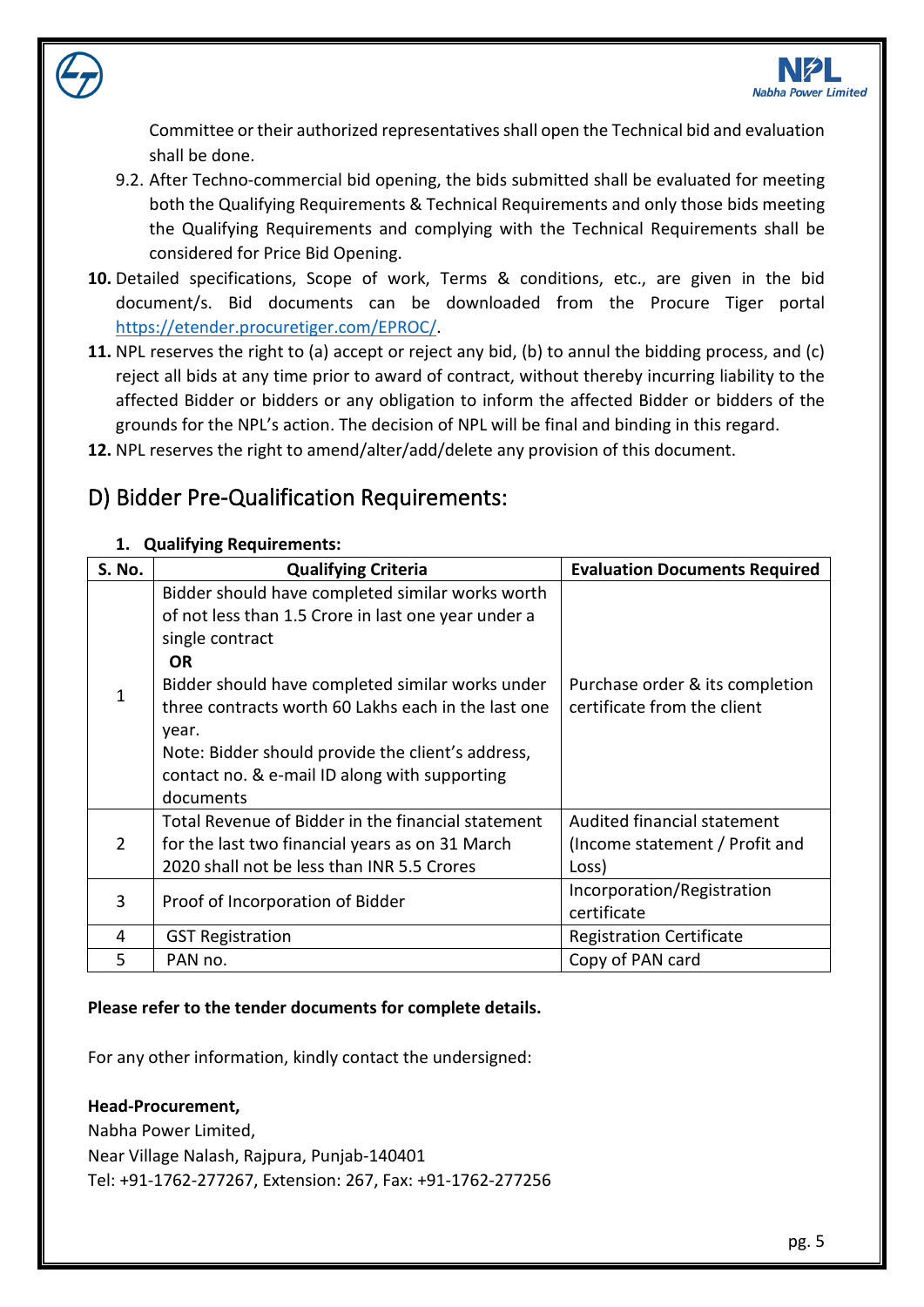Committee or their authorized representatives shall open the Technical bid and evaluation shall be done.

9.2. After Techno-commercial bid opening, the bids submitted shall be evaluated for meeting both the Qualifying Requirements & Technical Requirements and only those bids meeting the Qualifying Requirements and complying with the Technical Requirements shall be considered for Price Bid Opening.

**10.** Detailed specifications, Scope of work, Terms & conditions, etc., are given in the bid document/s. Bid documents can be downloaded from the Procure Tiger portal https://etender.procuretiger.com/EPROC/.

**11.** NPL reserves the right to (a) accept or reject any bid, (b) to annul the bidding process, and (c) reject all bids at any time prior to award of contract, without thereby incurring liability to the affected Bidder or bidders or any obligation to inform the affected Bidder or bidders of the grounds for the NPL's action. The decision of NPL will be final and binding in this regard.

**12.** NPL reserves the right to amend/alter/add/delete any provision of this document.

## D) Bidder Pre-Qualification Requirements:

**1. Qualifying Requirements:**

| S. No. | Qualifying Criteria | Evaluation Documents Required |
|---|---|---|
| 1 | Bidder should have completed similar works worth of not less than 1.5 Crore in last one year under a single contract<br>**OR**<br>Bidder should have completed similar works under three contracts worth 60 Lakhs each in the last one year.<br>Note: Bidder should provide the client's address, contact no. & e-mail ID along with supporting documents | Purchase order & its completion certificate from the client |
| 2 | Total Revenue of Bidder in the financial statement for the last two financial years as on 31 March 2020 shall not be less than INR 5.5 Crores | Audited financial statement (Income statement / Profit and Loss) |
| 3 | Proof of Incorporation of Bidder | Incorporation/Registration certificate |
| 4 | GST Registration | Registration Certificate |
| 5 | PAN no. | Copy of PAN card |

**Please refer to the tender documents for complete details.**

For any other information, kindly contact the undersigned:

**Head-Procurement,**
Nabha Power Limited,
Near Village Nalash, Rajpura, Punjab-140401
Tel: +91-1762-277267, Extension: 267, Fax: +91-1762-277256